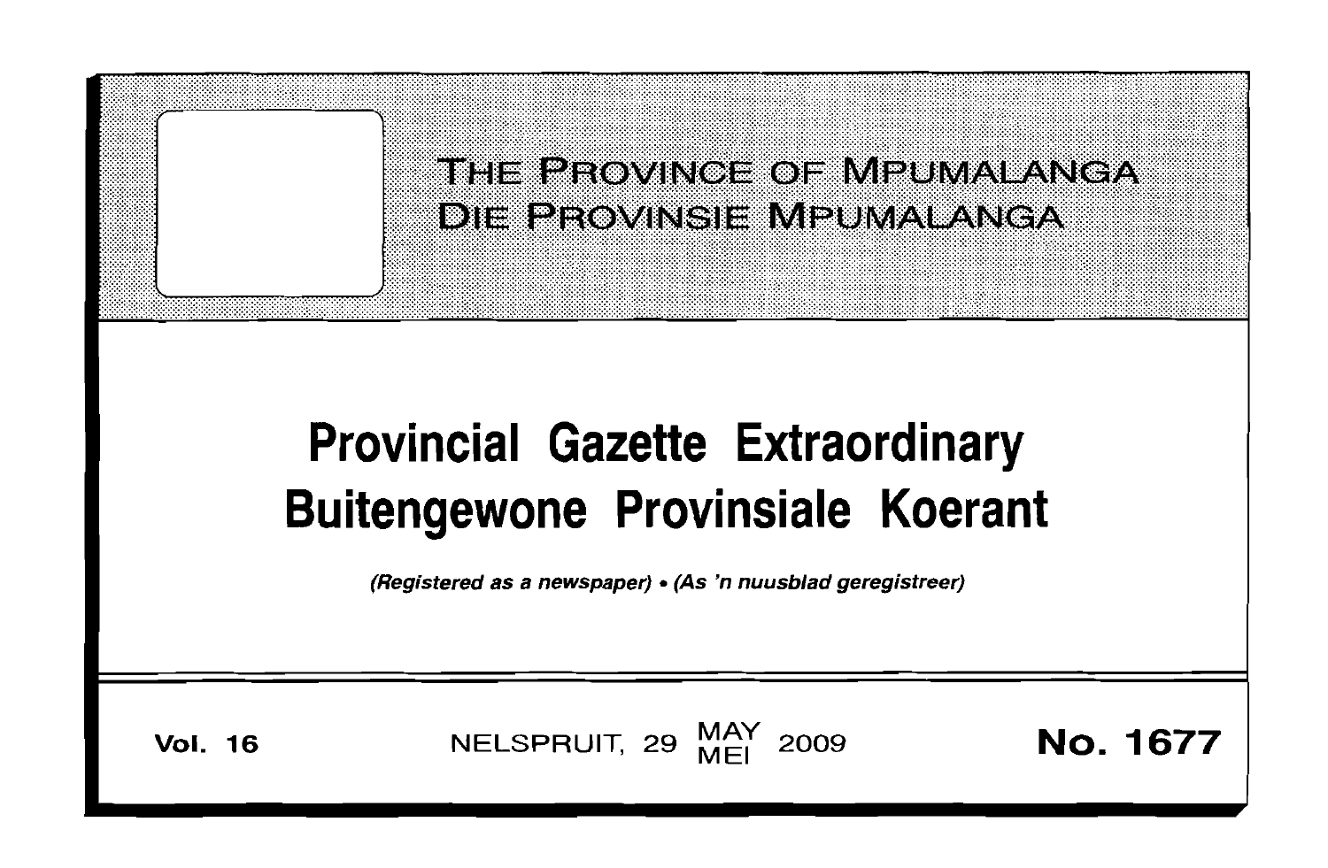# THE PROVINCE OF MPUMALANGA
# DIE PROVINSIE MPUMALANGA

# Provincial Gazette Extraordinary
# Buitengewone Provinsiale Koerant

*(Registered as a newspaper) • (As 'n nuusblad geregistreer)*

**Vol. 16** NELSPRUIT, 29 MAY / MEI 2009 **No. 1677**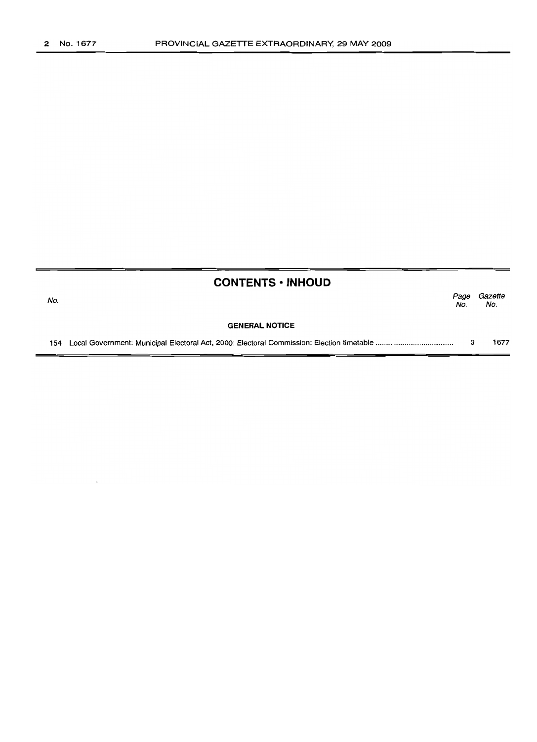## CONTENTS · INHOUD

| No. | | Page No. | Gazette No. |
|---|---|---|---|
| | **GENERAL NOTICE** | | |
| 154 | Local Government: Municipal Electoral Act, 2000: Electoral Commission: Election timetable | 3 | 1677 |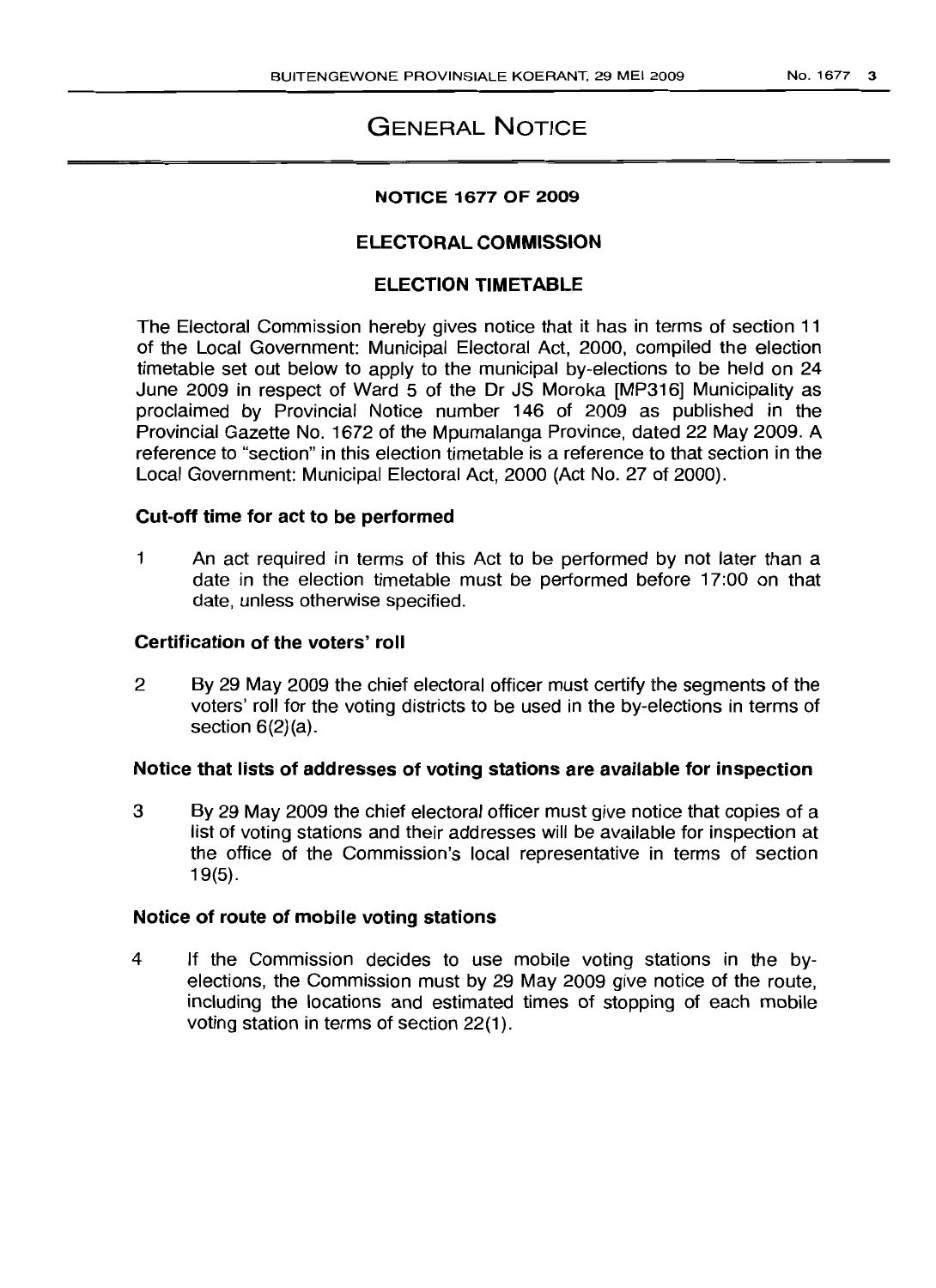# GENERAL NOTICE

**NOTICE 1677 OF 2009**

**ELECTORAL COMMISSION**

**ELECTION TIMETABLE**

The Electoral Commission hereby gives notice that it has in terms of section 11 of the Local Government: Municipal Electoral Act, 2000, compiled the election timetable set out below to apply to the municipal by-elections to be held on 24 June 2009 in respect of Ward 5 of the Dr JS Moroka [MP316] Municipality as proclaimed by Provincial Notice number 146 of 2009 as published in the Provincial Gazette No. 1672 of the Mpumalanga Province, dated 22 May 2009. A reference to "section" in this election timetable is a reference to that section in the Local Government: Municipal Electoral Act, 2000 (Act No. 27 of 2000).

**Cut-off time for act to be performed**

1 An act required in terms of this Act to be performed by not later than a date in the election timetable must be performed before 17:00 on that date, unless otherwise specified.

**Certification of the voters' roll**

2 By 29 May 2009 the chief electoral officer must certify the segments of the voters' roll for the voting districts to be used in the by-elections in terms of section 6(2)(a).

**Notice that lists of addresses of voting stations are available for inspection**

3 By 29 May 2009 the chief electoral officer must give notice that copies of a list of voting stations and their addresses will be available for inspection at the office of the Commission's local representative in terms of section 19(5).

**Notice of route of mobile voting stations**

4 If the Commission decides to use mobile voting stations in the by-elections, the Commission must by 29 May 2009 give notice of the route, including the locations and estimated times of stopping of each mobile voting station in terms of section 22(1).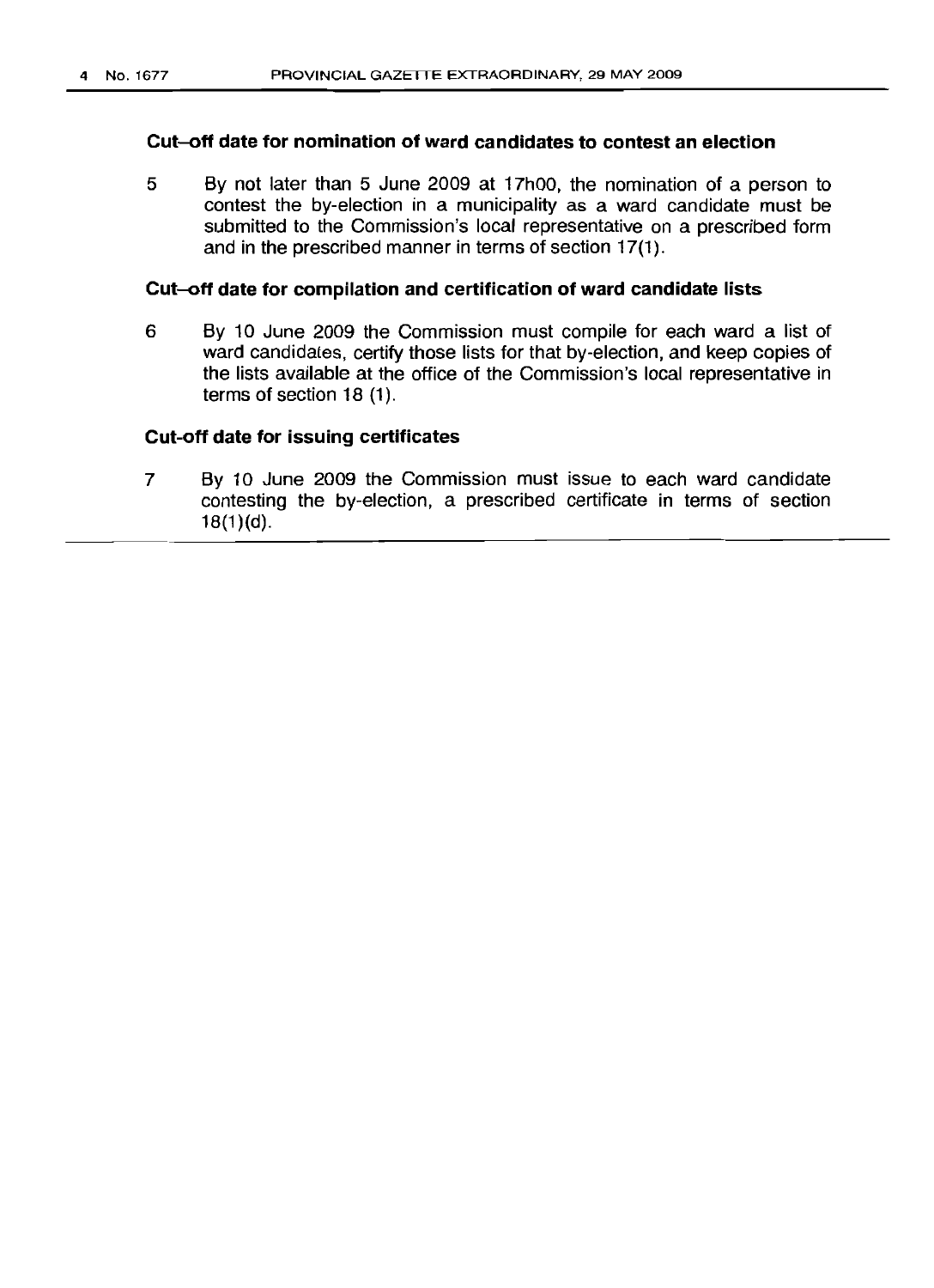### Cut–off date for nomination of ward candidates to contest an election

5 By not later than 5 June 2009 at 17h00, the nomination of a person to contest the by-election in a municipality as a ward candidate must be submitted to the Commission's local representative on a prescribed form and in the prescribed manner in terms of section 17(1).

### Cut–off date for compilation and certification of ward candidate lists

6 By 10 June 2009 the Commission must compile for each ward a list of ward candidates, certify those lists for that by-election, and keep copies of the lists available at the office of the Commission's local representative in terms of section 18 (1).

### Cut-off date for issuing certificates

7 By 10 June 2009 the Commission must issue to each ward candidate contesting the by-election, a prescribed certificate in terms of section 18(1)(d).